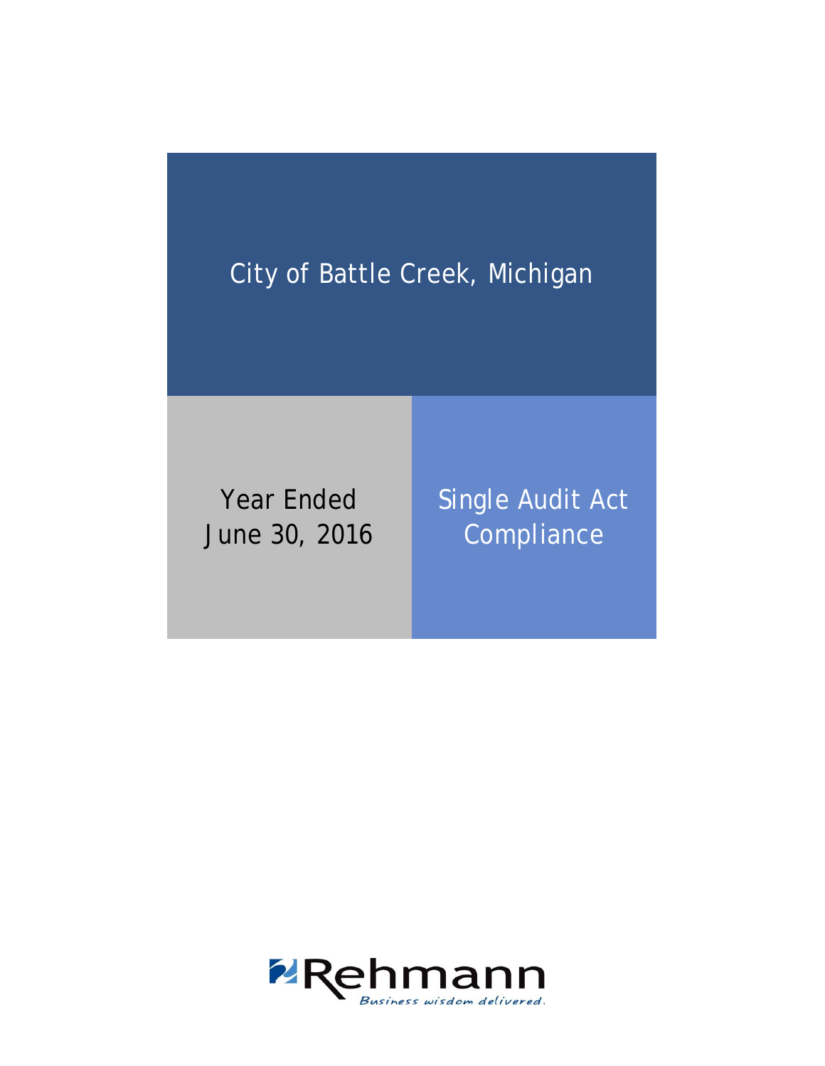# City of Battle Creek, Michigan

Year Ended June 30, 2016

Single Audit Act Compliance

Rehmann

*Business wisdom delivered.*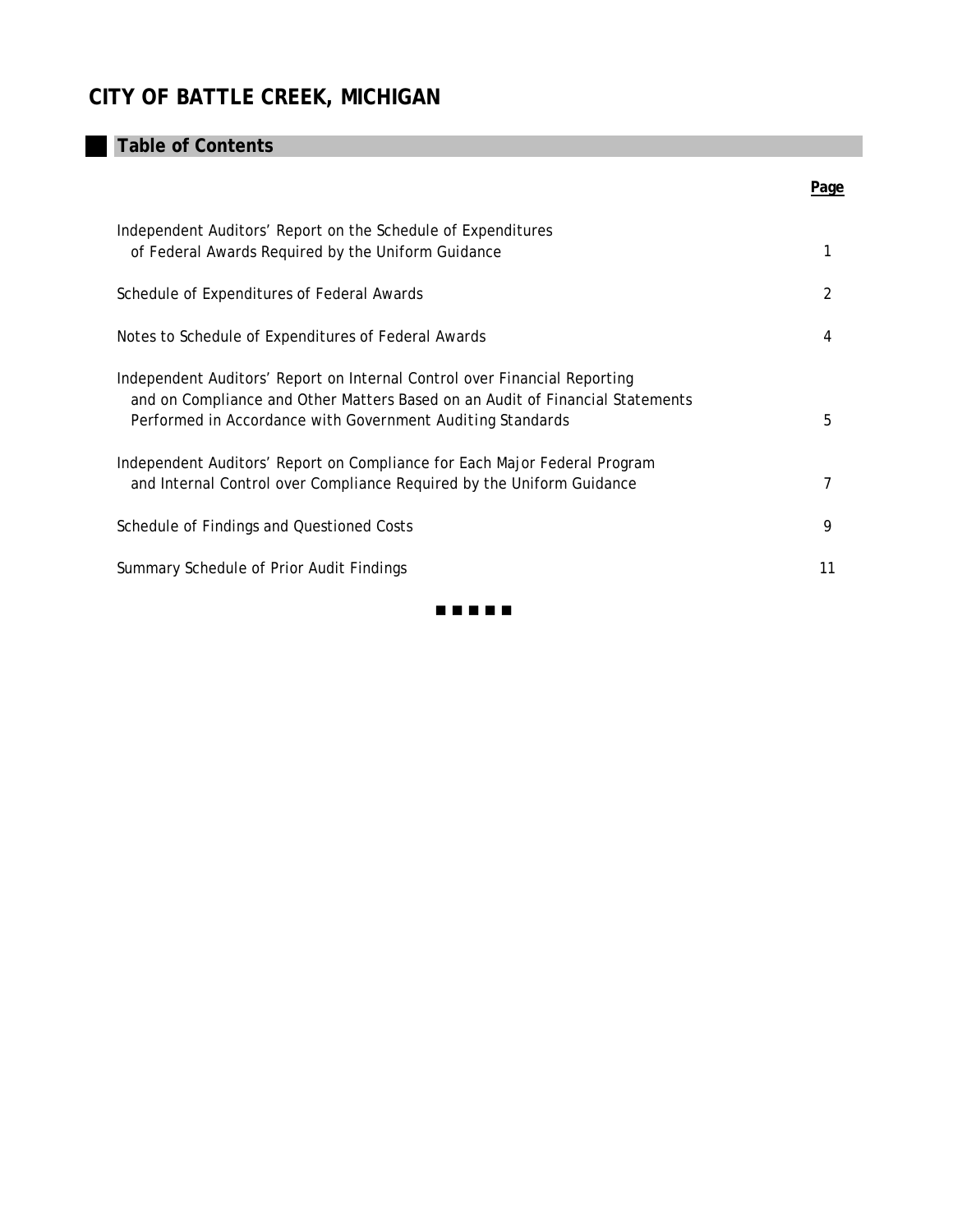# CITY OF BATTLE CREEK, MICHIGAN

## Table of Contents

| | Page |
|---|---|
| Independent Auditors' Report on the Schedule of Expenditures of Federal Awards Required by the Uniform Guidance | 1 |
| Schedule of Expenditures of Federal Awards | 2 |
| Notes to Schedule of Expenditures of Federal Awards | 4 |
| Independent Auditors' Report on Internal Control over Financial Reporting and on Compliance and Other Matters Based on an Audit of Financial Statements Performed in Accordance with *Government Auditing Standards* | 5 |
| Independent Auditors' Report on Compliance for Each Major Federal Program and Internal Control over Compliance Required by the Uniform Guidance | 7 |
| Schedule of Findings and Questioned Costs | 9 |
| Summary Schedule of Prior Audit Findings | 11 |

■ ■ ■ ■ ■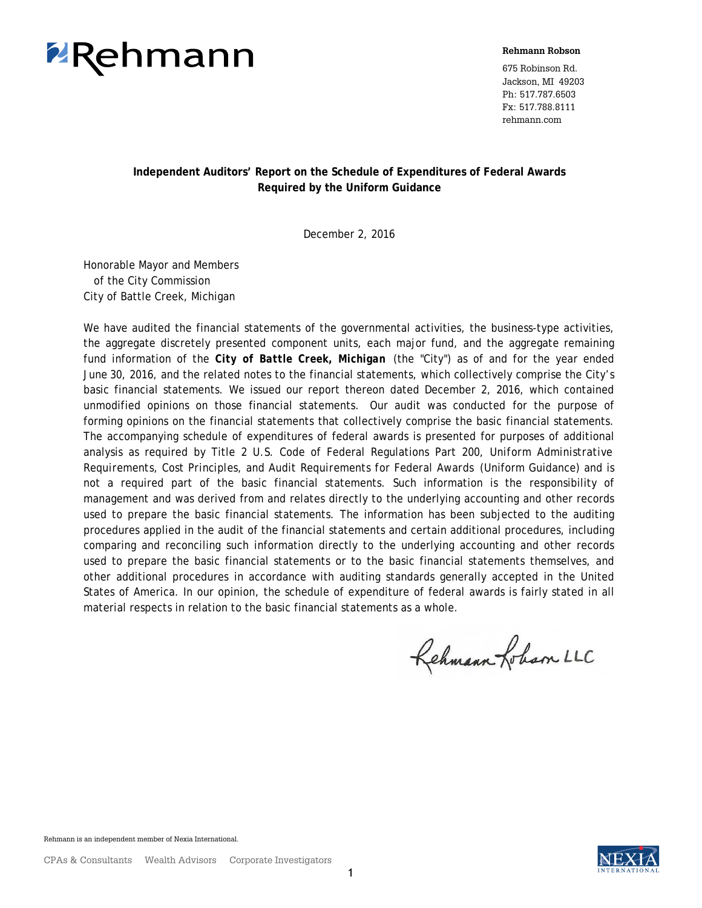Rehmann

**Rehmann Robson**

675 Robinson Rd.
Jackson, MI 49203
Ph: 517.787.6503
Fx: 517.788.8111
rehmann.com

## Independent Auditors' Report on the Schedule of Expenditures of Federal Awards Required by the Uniform Guidance

December 2, 2016

Honorable Mayor and Members
of the City Commission
City of Battle Creek, Michigan

We have audited the financial statements of the governmental activities, the business-type activities, the aggregate discretely presented component units, each major fund, and the aggregate remaining fund information of the **City of Battle Creek, Michigan** (the "City") as of and for the year ended June 30, 2016, and the related notes to the financial statements, which collectively comprise the City's basic financial statements. We issued our report thereon dated December 2, 2016, which contained unmodified opinions on those financial statements. Our audit was conducted for the purpose of forming opinions on the financial statements that collectively comprise the basic financial statements. The accompanying schedule of expenditures of federal awards is presented for purposes of additional analysis as required by Title 2 U.S. Code of Federal Regulations Part 200, *Uniform Administrative Requirements, Cost Principles, and Audit Requirements for Federal Awards* (Uniform Guidance) and is not a required part of the basic financial statements. Such information is the responsibility of management and was derived from and relates directly to the underlying accounting and other records used to prepare the basic financial statements. The information has been subjected to the auditing procedures applied in the audit of the financial statements and certain additional procedures, including comparing and reconciling such information directly to the underlying accounting and other records used to prepare the basic financial statements or to the basic financial statements themselves, and other additional procedures in accordance with auditing standards generally accepted in the United States of America. In our opinion, the schedule of expenditure of federal awards is fairly stated in all material respects in relation to the basic financial statements as a whole.

Rehmann Robson LLC

Rehmann is an independent member of Nexia International.

CPAs & Consultants Wealth Advisors Corporate Investigators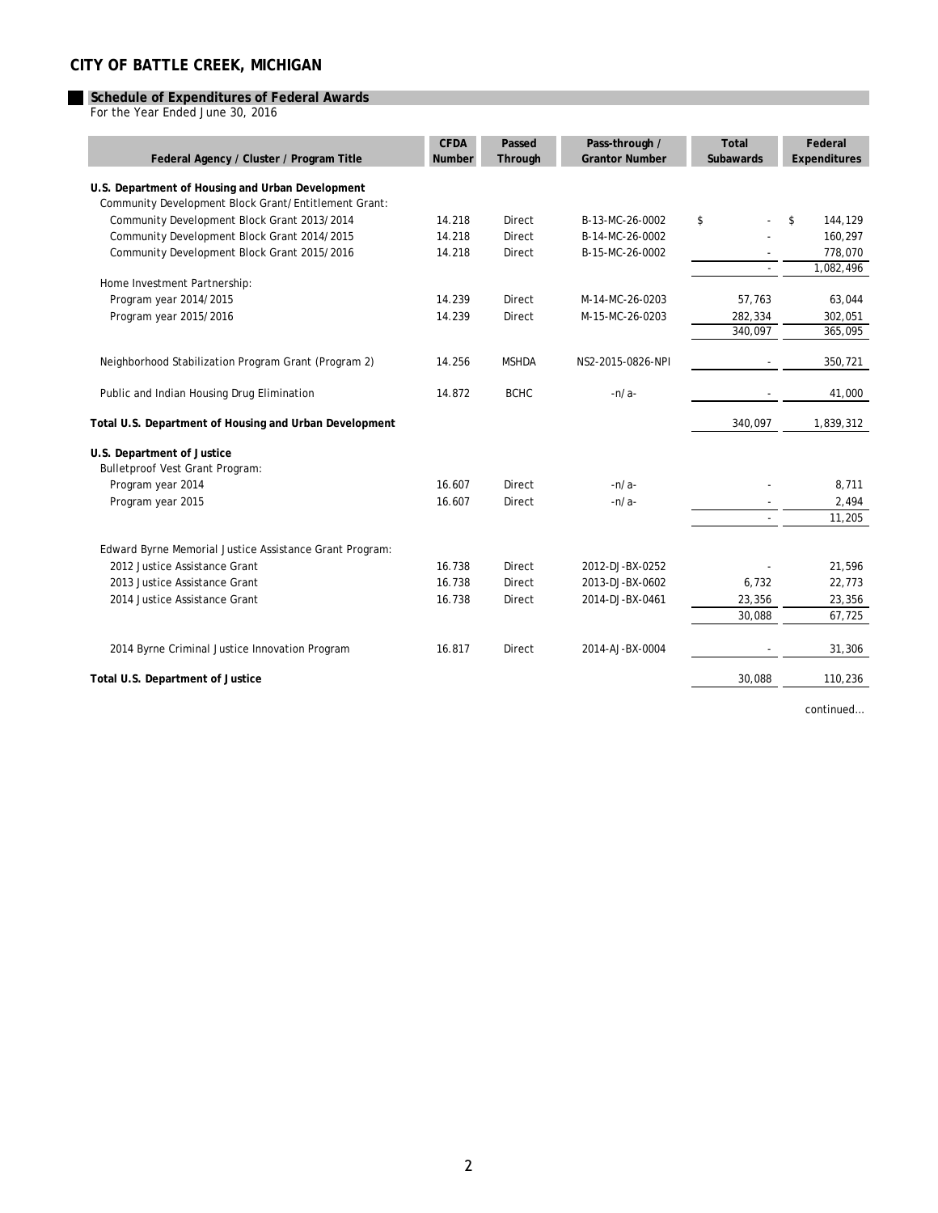## CITY OF BATTLE CREEK, MICHIGAN

### Schedule of Expenditures of Federal Awards

For the Year Ended June 30, 2016

| Federal Agency / Cluster / Program Title | CFDA Number | Passed Through | Pass-through / Grantor Number | Total Subawards | Federal Expenditures |
|---|---|---|---|---|---|
| **U.S. Department of Housing and Urban Development** | | | | | |
| Community Development Block Grant/Entitlement Grant: | | | | | |
| Community Development Block Grant 2013/2014 | 14.218 | Direct | B-13-MC-26-0002 | $ - | $ 144,129 |
| Community Development Block Grant 2014/2015 | 14.218 | Direct | B-14-MC-26-0002 | - | 160,297 |
| Community Development Block Grant 2015/2016 | 14.218 | Direct | B-15-MC-26-0002 | - | 778,070 |
| | | | | - | 1,082,496 |
| Home Investment Partnership: | | | | | |
| Program year 2014/2015 | 14.239 | Direct | M-14-MC-26-0203 | 57,763 | 63,044 |
| Program year 2015/2016 | 14.239 | Direct | M-15-MC-26-0203 | 282,334 | 302,051 |
| | | | | 340,097 | 365,095 |
| Neighborhood Stabilization Program Grant (Program 2) | 14.256 | MSHDA | NS2-2015-0826-NPI | - | 350,721 |
| Public and Indian Housing Drug Elimination | 14.872 | BCHC | -n/a- | - | 41,000 |
| **Total U.S. Department of Housing and Urban Development** | | | | 340,097 | 1,839,312 |
| **U.S. Department of Justice** | | | | | |
| Bulletproof Vest Grant Program: | | | | | |
| Program year 2014 | 16.607 | Direct | -n/a- | - | 8,711 |
| Program year 2015 | 16.607 | Direct | -n/a- | - | 2,494 |
| | | | | - | 11,205 |
| Edward Byrne Memorial Justice Assistance Grant Program: | | | | | |
| 2012 Justice Assistance Grant | 16.738 | Direct | 2012-DJ-BX-0252 | - | 21,596 |
| 2013 Justice Assistance Grant | 16.738 | Direct | 2013-DJ-BX-0602 | 6,732 | 22,773 |
| 2014 Justice Assistance Grant | 16.738 | Direct | 2014-DJ-BX-0461 | 23,356 | 23,356 |
| | | | | 30,088 | 67,725 |
| 2014 Byrne Criminal Justice Innovation Program | 16.817 | Direct | 2014-AJ-BX-0004 | - | 31,306 |
| **Total U.S. Department of Justice** | | | | 30,088 | 110,236 |

continued...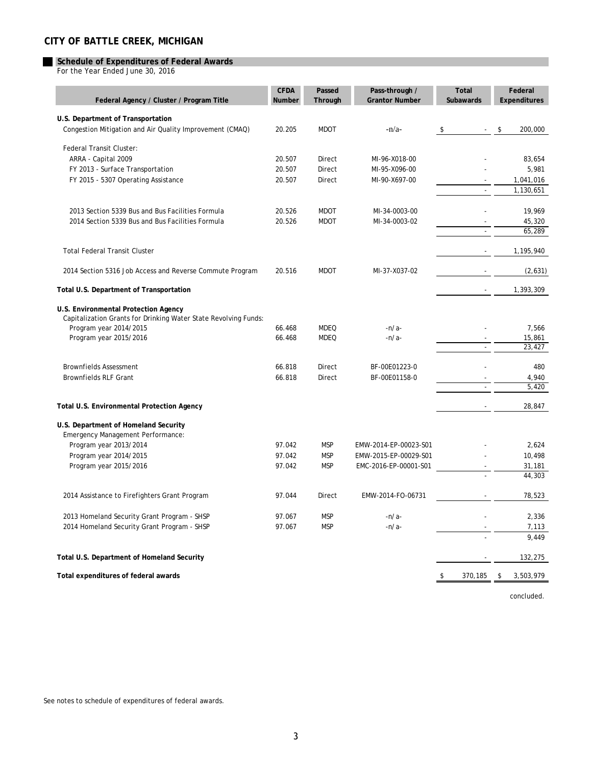# CITY OF BATTLE CREEK, MICHIGAN

## Schedule of Expenditures of Federal Awards

For the Year Ended June 30, 2016

| Federal Agency / Cluster / Program Title | CFDA Number | Passed Through | Pass-through / Grantor Number | Total Subawards | Federal Expenditures |
|---|---|---|---|---|---|
| **U.S. Department of Transportation** | | | | | |
| Congestion Mitigation and Air Quality Improvement (CMAQ) | 20.205 | MDOT | -n/a- | $ - | $ 200,000 |
| Federal Transit Cluster: | | | | | |
| ARRA - Capital 2009 | 20.507 | Direct | MI-96-X018-00 | - | 83,654 |
| FY 2013 - Surface Transportation | 20.507 | Direct | MI-95-X096-00 | - | 5,981 |
| FY 2015 - 5307 Operating Assistance | 20.507 | Direct | MI-90-X697-00 | - | 1,041,016 |
| | | | | - | 1,130,651 |
| 2013 Section 5339 Bus and Bus Facilities Formula | 20.526 | MDOT | MI-34-0003-00 | - | 19,969 |
| 2014 Section 5339 Bus and Bus Facilities Formula | 20.526 | MDOT | MI-34-0003-02 | - | 45,320 |
| | | | | - | 65,289 |
| Total Federal Transit Cluster | | | | - | 1,195,940 |
| 2014 Section 5316 Job Access and Reverse Commute Program | 20.516 | MDOT | MI-37-X037-02 | - | (2,631) |
| **Total U.S. Department of Transportation** | | | | - | 1,393,309 |
| **U.S. Environmental Protection Agency** | | | | | |
| Capitalization Grants for Drinking Water State Revolving Funds: | | | | | |
| Program year 2014/2015 | 66.468 | MDEQ | -n/a- | - | 7,566 |
| Program year 2015/2016 | 66.468 | MDEQ | -n/a- | - | 15,861 |
| | | | | - | 23,427 |
| Brownfields Assessment | 66.818 | Direct | BF-00E01223-0 | - | 480 |
| Brownfields RLF Grant | 66.818 | Direct | BF-00E01158-0 | - | 4,940 |
| | | | | - | 5,420 |
| **Total U.S. Environmental Protection Agency** | | | | - | 28,847 |
| **U.S. Department of Homeland Security** | | | | | |
| Emergency Management Performance: | | | | | |
| Program year 2013/2014 | 97.042 | MSP | EMW-2014-EP-00023-S01 | - | 2,624 |
| Program year 2014/2015 | 97.042 | MSP | EMW-2015-EP-00029-S01 | - | 10,498 |
| Program year 2015/2016 | 97.042 | MSP | EMC-2016-EP-00001-S01 | - | 31,181 |
| | | | | - | 44,303 |
| 2014 Assistance to Firefighters Grant Program | 97.044 | Direct | EMW-2014-FO-06731 | - | 78,523 |
| 2013 Homeland Security Grant Program - SHSP | 97.067 | MSP | -n/a- | - | 2,336 |
| 2014 Homeland Security Grant Program - SHSP | 97.067 | MSP | -n/a- | - | 7,113 |
| | | | | - | 9,449 |
| **Total U.S. Department of Homeland Security** | | | | - | 132,275 |
| **Total expenditures of federal awards** | | | | $ 370,185 | $ 3,503,979 |

concluded.

See notes to schedule of expenditures of federal awards.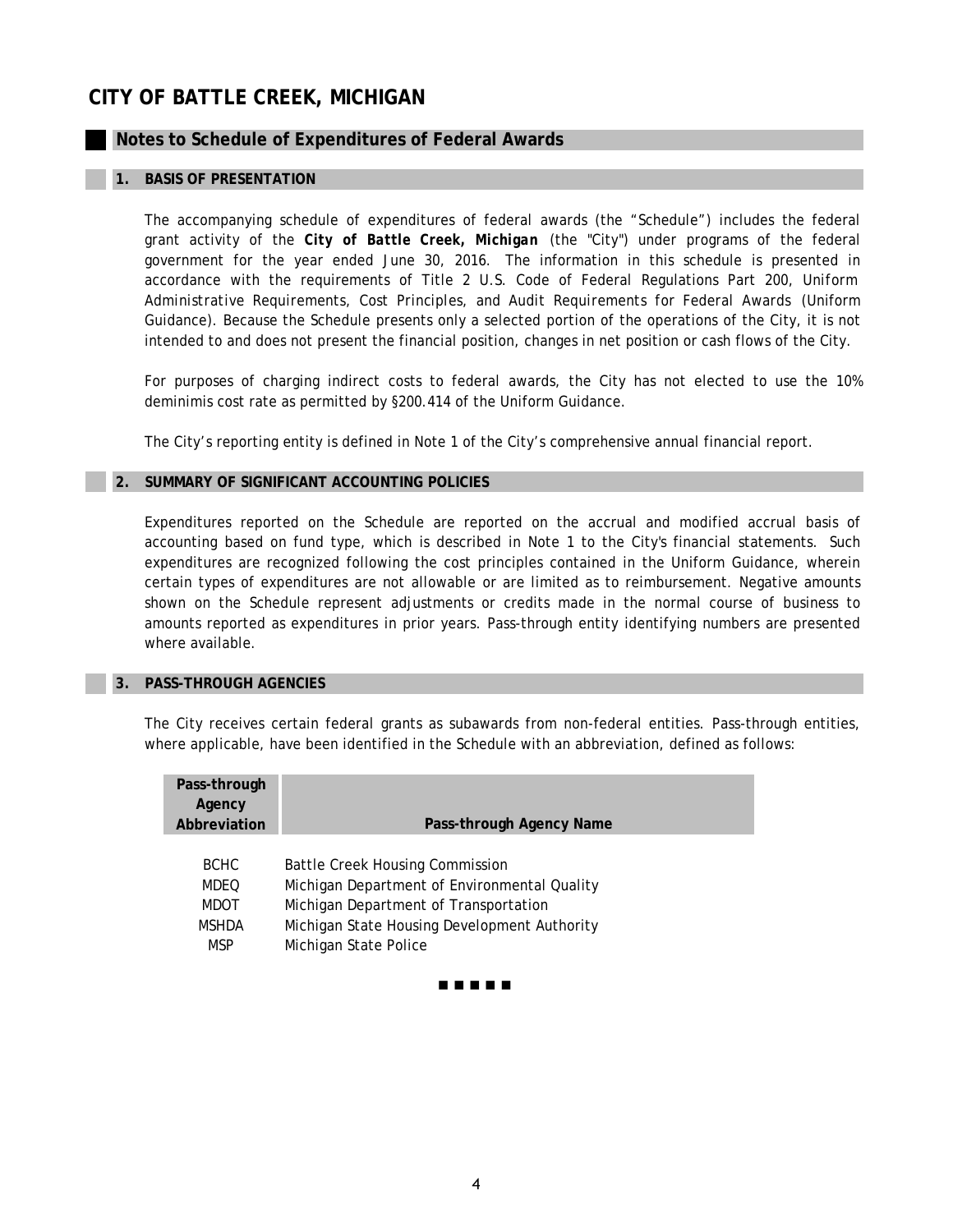# CITY OF BATTLE CREEK, MICHIGAN

## Notes to Schedule of Expenditures of Federal Awards

### 1. BASIS OF PRESENTATION

The accompanying schedule of expenditures of federal awards (the "Schedule") includes the federal grant activity of the ***City of Battle Creek, Michigan*** (the "City") under programs of the federal government for the year ended June 30, 2016. The information in this schedule is presented in accordance with the requirements of Title 2 U.S. Code of Federal Regulations Part 200, *Uniform Administrative Requirements, Cost Principles, and Audit Requirements for Federal Awards* (Uniform Guidance). Because the Schedule presents only a selected portion of the operations of the City, it is not intended to and does not present the financial position, changes in net position or cash flows of the City.

For purposes of charging indirect costs to federal awards, the City has not elected to use the 10% deminimis cost rate as permitted by §200.414 of the Uniform Guidance.

The City's reporting entity is defined in Note 1 of the City's comprehensive annual financial report.

### 2. SUMMARY OF SIGNIFICANT ACCOUNTING POLICIES

Expenditures reported on the Schedule are reported on the accrual and modified accrual basis of accounting based on fund type, which is described in Note 1 to the City's financial statements. Such expenditures are recognized following the cost principles contained in the Uniform Guidance, wherein certain types of expenditures are not allowable or are limited as to reimbursement. Negative amounts shown on the Schedule represent adjustments or credits made in the normal course of business to amounts reported as expenditures in prior years. Pass-through entity identifying numbers are presented where available.

### 3. PASS-THROUGH AGENCIES

The City receives certain federal grants as subawards from non-federal entities. Pass-through entities, where applicable, have been identified in the Schedule with an abbreviation, defined as follows:

| Pass-through Agency Abbreviation | Pass-through Agency Name |
|---|---|
| BCHC | Battle Creek Housing Commission |
| MDEQ | Michigan Department of Environmental Quality |
| MDOT | Michigan Department of Transportation |
| MSHDA | Michigan State Housing Development Authority |
| MSP | Michigan State Police |

■ ■ ■ ■ ■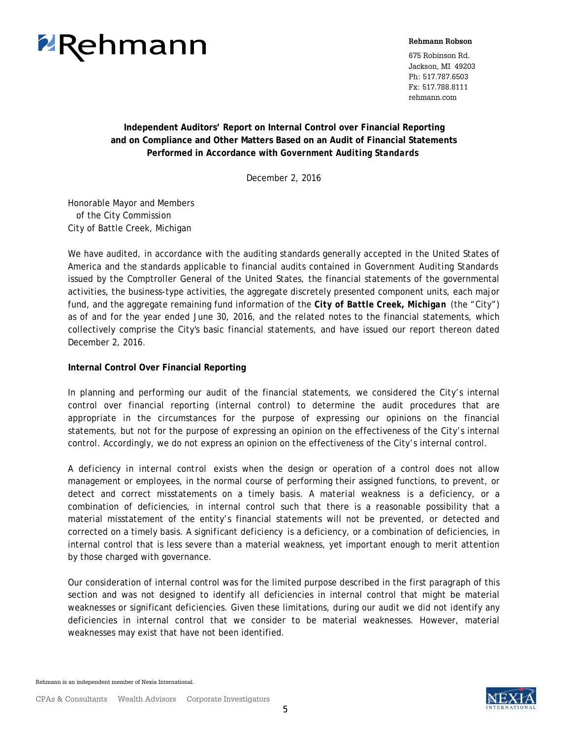Rehmann

**Rehmann Robson**

675 Robinson Rd.
Jackson, MI 49203
Ph: 517.787.6503
Fx: 517.788.8111
rehmann.com

### Independent Auditors' Report on Internal Control over Financial Reporting and on Compliance and Other Matters Based on an Audit of Financial Statements Performed in Accordance with *Government Auditing Standards*

December 2, 2016

Honorable Mayor and Members
of the City Commission
City of Battle Creek, Michigan

We have audited, in accordance with the auditing standards generally accepted in the United States of America and the standards applicable to financial audits contained in *Government Auditing Standards* issued by the Comptroller General of the United States, the financial statements of the governmental activities, the business-type activities, the aggregate discretely presented component units, each major fund, and the aggregate remaining fund information of the ***City of Battle Creek, Michigan*** (the "City") as of and for the year ended June 30, 2016, and the related notes to the financial statements, which collectively comprise the City's basic financial statements, and have issued our report thereon dated December 2, 2016.

**Internal Control Over Financial Reporting**

In planning and performing our audit of the financial statements, we considered the City's internal control over financial reporting (internal control) to determine the audit procedures that are appropriate in the circumstances for the purpose of expressing our opinions on the financial statements, but not for the purpose of expressing an opinion on the effectiveness of the City's internal control. Accordingly, we do not express an opinion on the effectiveness of the City's internal control.

A *deficiency in internal control* exists when the design or operation of a control does not allow management or employees, in the normal course of performing their assigned functions, to prevent, or detect and correct misstatements on a timely basis. A *material weakness* is a deficiency, or a combination of deficiencies, in internal control such that there is a reasonable possibility that a material misstatement of the entity's financial statements will not be prevented, or detected and corrected on a timely basis. A *significant deficiency* is a deficiency, or a combination of deficiencies, in internal control that is less severe than a material weakness, yet important enough to merit attention by those charged with governance.

Our consideration of internal control was for the limited purpose described in the first paragraph of this section and was not designed to identify all deficiencies in internal control that might be material weaknesses or significant deficiencies. Given these limitations, during our audit we did not identify any deficiencies in internal control that we consider to be material weaknesses. However, material weaknesses may exist that have not been identified.

Rehmann is an independent member of Nexia International.

CPAs & Consultants Wealth Advisors Corporate Investigators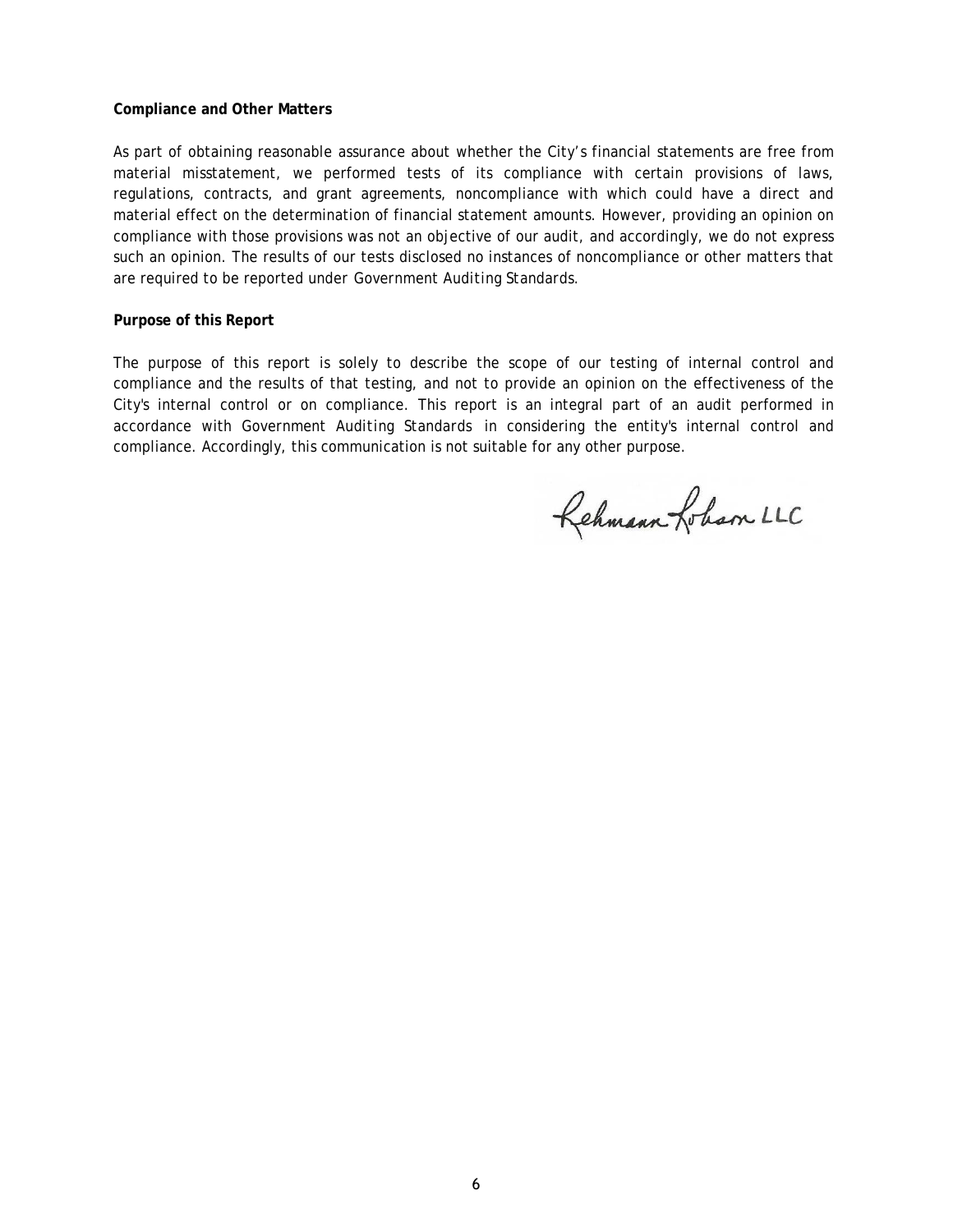**Compliance and Other Matters**

As part of obtaining reasonable assurance about whether the City's financial statements are free from material misstatement, we performed tests of its compliance with certain provisions of laws, regulations, contracts, and grant agreements, noncompliance with which could have a direct and material effect on the determination of financial statement amounts. However, providing an opinion on compliance with those provisions was not an objective of our audit, and accordingly, we do not express such an opinion. The results of our tests disclosed no instances of noncompliance or other matters that are required to be reported under *Government Auditing Standards*.

**Purpose of this Report**

The purpose of this report is solely to describe the scope of our testing of internal control and compliance and the results of that testing, and not to provide an opinion on the effectiveness of the City's internal control or on compliance. This report is an integral part of an audit performed in accordance with *Government Auditing Standards* in considering the entity's internal control and compliance. Accordingly, this communication is not suitable for any other purpose.

Lehmann Lobam LLC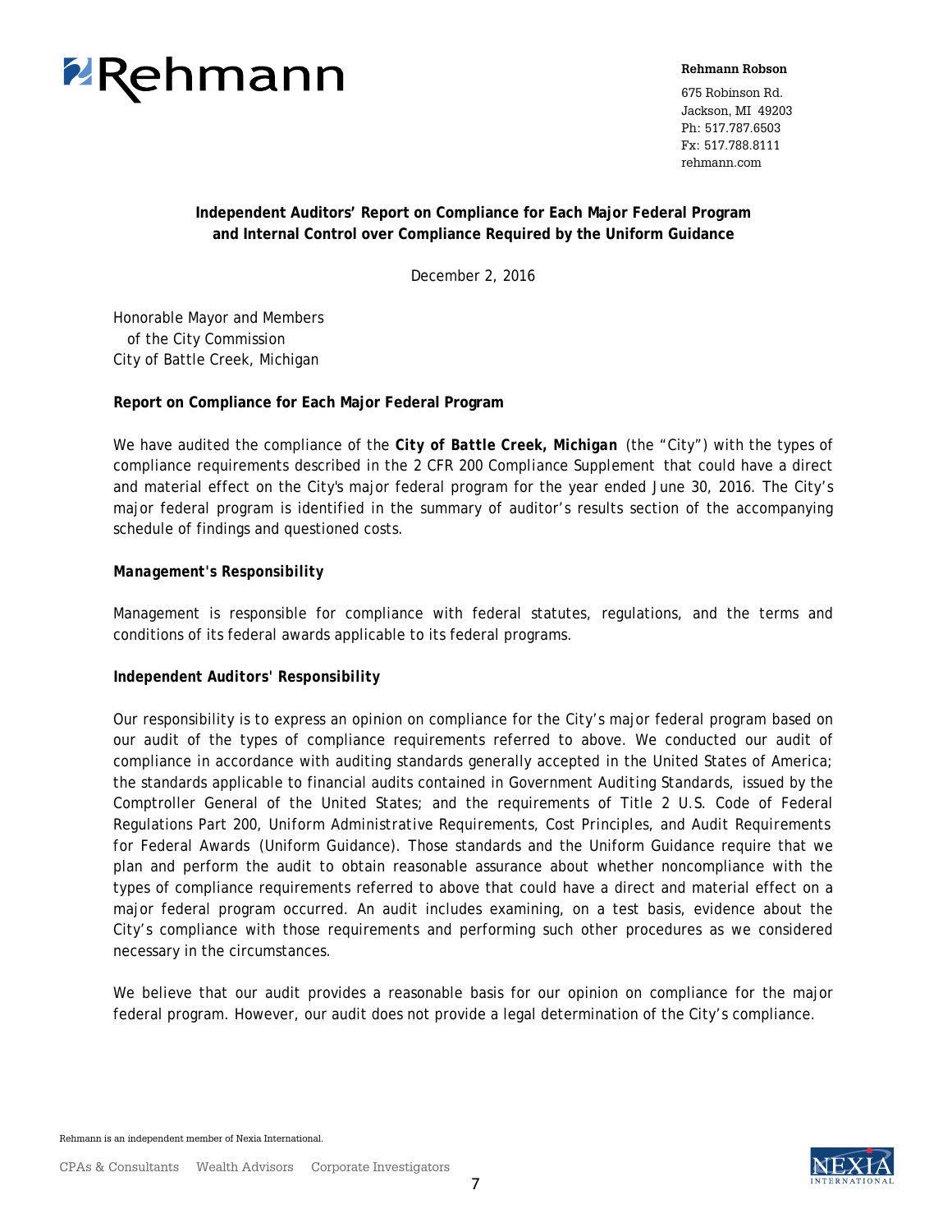Rehmann

**Rehmann Robson**

675 Robinson Rd.
Jackson, MI 49203
Ph: 517.787.6503
Fx: 517.788.8111
rehmann.com

## Independent Auditors' Report on Compliance for Each Major Federal Program and Internal Control over Compliance Required by the Uniform Guidance

December 2, 2016

Honorable Mayor and Members
of the City Commission
City of Battle Creek, Michigan

### Report on Compliance for Each Major Federal Program

We have audited the compliance of the ***City of Battle Creek, Michigan*** (the "City") with the types of compliance requirements described in the 2 CFR 200 *Compliance Supplement* that could have a direct and material effect on the City's major federal program for the year ended June 30, 2016. The City's major federal program is identified in the summary of auditor's results section of the accompanying schedule of findings and questioned costs.

***Management's Responsibility***

Management is responsible for compliance with federal statutes, regulations, and the terms and conditions of its federal awards applicable to its federal programs.

**Independent Auditors' Responsibility**

Our responsibility is to express an opinion on compliance for the City's major federal program based on our audit of the types of compliance requirements referred to above. We conducted our audit of compliance in accordance with auditing standards generally accepted in the United States of America; the standards applicable to financial audits contained in *Government Auditing Standards*, issued by the Comptroller General of the United States; and the requirements of Title 2 U.S. Code of Federal Regulations Part 200, *Uniform Administrative Requirements, Cost Principles, and Audit Requirements for Federal Awards* (Uniform Guidance). Those standards and the Uniform Guidance require that we plan and perform the audit to obtain reasonable assurance about whether noncompliance with the types of compliance requirements referred to above that could have a direct and material effect on a major federal program occurred. An audit includes examining, on a test basis, evidence about the City's compliance with those requirements and performing such other procedures as we considered necessary in the circumstances.

We believe that our audit provides a reasonable basis for our opinion on compliance for the major federal program. However, our audit does not provide a legal determination of the City's compliance.

Rehmann is an independent member of Nexia International.

CPAs & Consultants     Wealth Advisors     Corporate Investigators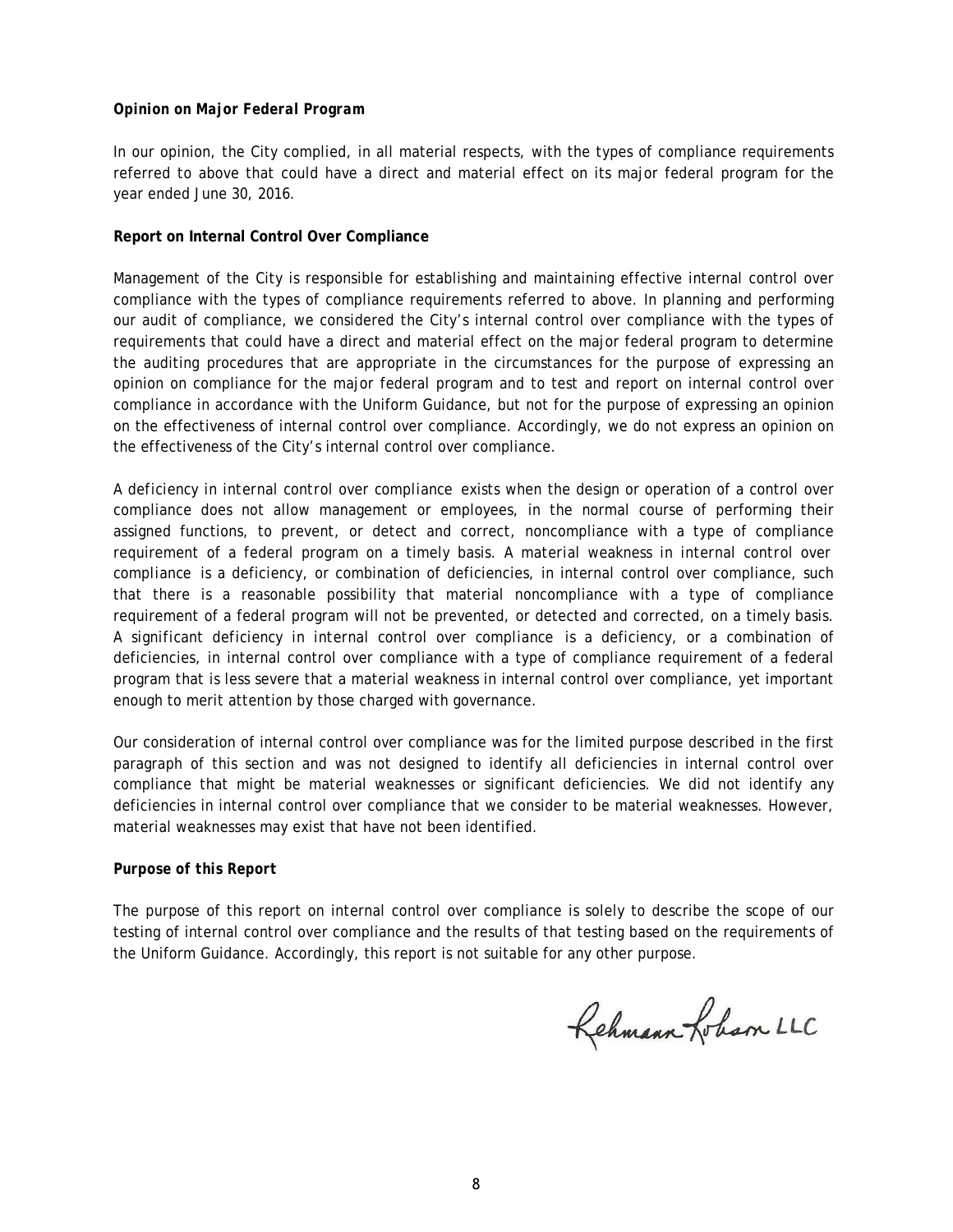***Opinion on Major Federal Program***

In our opinion, the City complied, in all material respects, with the types of compliance requirements referred to above that could have a direct and material effect on its major federal program for the year ended June 30, 2016.

**Report on Internal Control Over Compliance**

Management of the City is responsible for establishing and maintaining effective internal control over compliance with the types of compliance requirements referred to above. In planning and performing our audit of compliance, we considered the City's internal control over compliance with the types of requirements that could have a direct and material effect on the major federal program to determine the auditing procedures that are appropriate in the circumstances for the purpose of expressing an opinion on compliance for the major federal program and to test and report on internal control over compliance in accordance with the Uniform Guidance, but not for the purpose of expressing an opinion on the effectiveness of internal control over compliance. Accordingly, we do not express an opinion on the effectiveness of the City's internal control over compliance.

A *deficiency in internal control over compliance* exists when the design or operation of a control over compliance does not allow management or employees, in the normal course of performing their assigned functions, to prevent, or detect and correct, noncompliance with a type of compliance requirement of a federal program on a timely basis. A *material weakness in internal control over compliance* is a deficiency, or combination of deficiencies, in internal control over compliance, such that there is a reasonable possibility that material noncompliance with a type of compliance requirement of a federal program will not be prevented, or detected and corrected, on a timely basis. A *significant deficiency in internal control over compliance* is a deficiency, or a combination of deficiencies, in internal control over compliance with a type of compliance requirement of a federal program that is less severe that a material weakness in internal control over compliance, yet important enough to merit attention by those charged with governance.

Our consideration of internal control over compliance was for the limited purpose described in the first paragraph of this section and was not designed to identify all deficiencies in internal control over compliance that might be material weaknesses or significant deficiencies. We did not identify any deficiencies in internal control over compliance that we consider to be material weaknesses. However, material weaknesses may exist that have not been identified.

***Purpose of this Report***

The purpose of this report on internal control over compliance is solely to describe the scope of our testing of internal control over compliance and the results of that testing based on the requirements of the Uniform Guidance. Accordingly, this report is not suitable for any other purpose.

Rehmann Robson LLC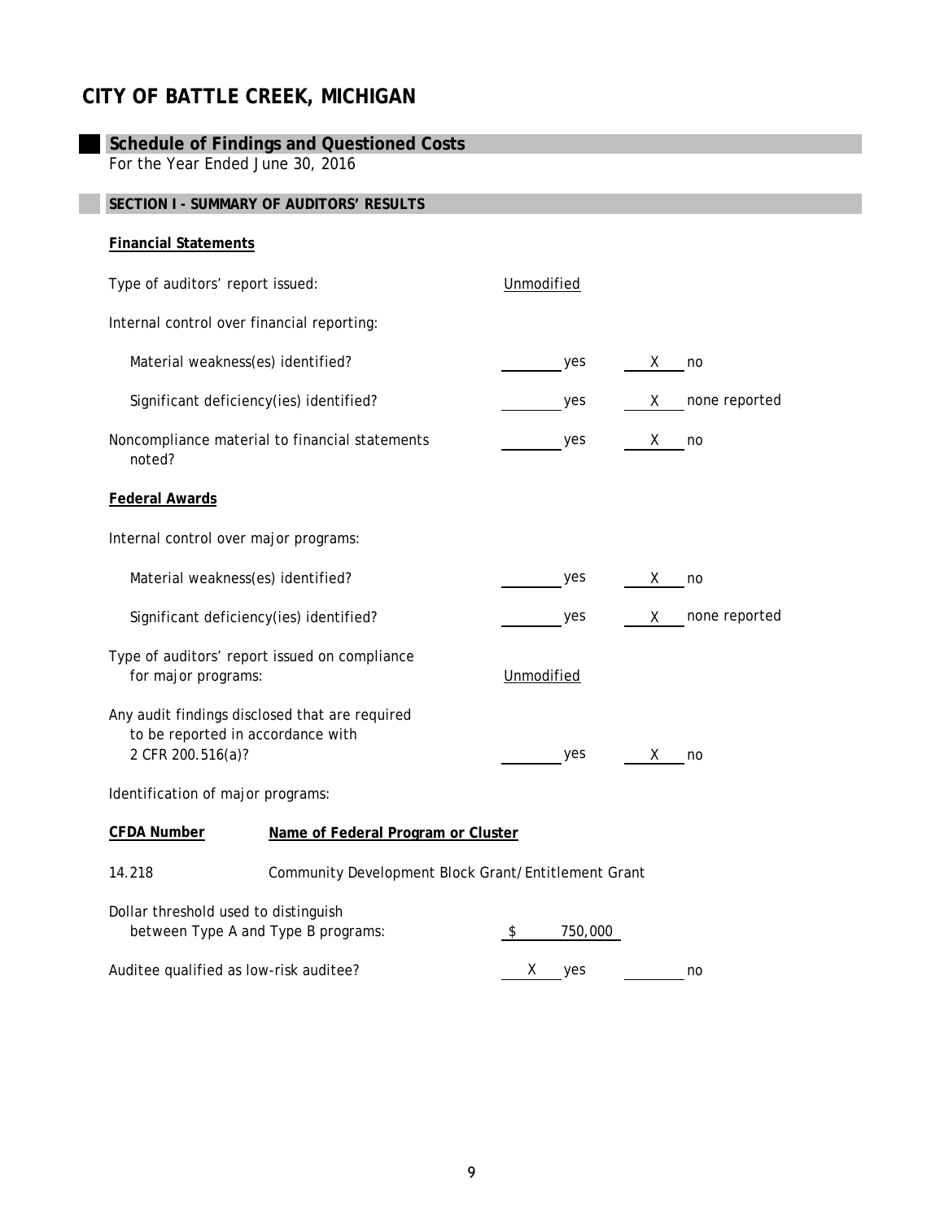# CITY OF BATTLE CREEK, MICHIGAN

## Schedule of Findings and Questioned Costs

For the Year Ended June 30, 2016

### SECTION I - SUMMARY OF AUDITORS' RESULTS

**Financial Statements**

Type of auditors' report issued: Unmodified

Internal control over financial reporting:

| | | |
|---|---|---|
| Material weakness(es) identified? | ____ yes | X no |
| Significant deficiency(ies) identified? | ____ yes | X none reported |
| Noncompliance material to financial statements noted? | ____ yes | X no |

**Federal Awards**

Internal control over major programs:

| | | |
|---|---|---|
| Material weakness(es) identified? | ____ yes | X no |
| Significant deficiency(ies) identified? | ____ yes | X none reported |

Type of auditors' report issued on compliance for major programs: Unmodified

| | | |
|---|---|---|
| Any audit findings disclosed that are required to be reported in accordance with 2 CFR 200.516(a)? | ____ yes | X no |

Identification of major programs:

| CFDA Number | Name of Federal Program or Cluster |
|---|---|
| 14.218 | Community Development Block Grant/Entitlement Grant |

Dollar threshold used to distinguish between Type A and Type B programs: $ 750,000

| | | |
|---|---|---|
| Auditee qualified as low-risk auditee? | X yes | ____ no |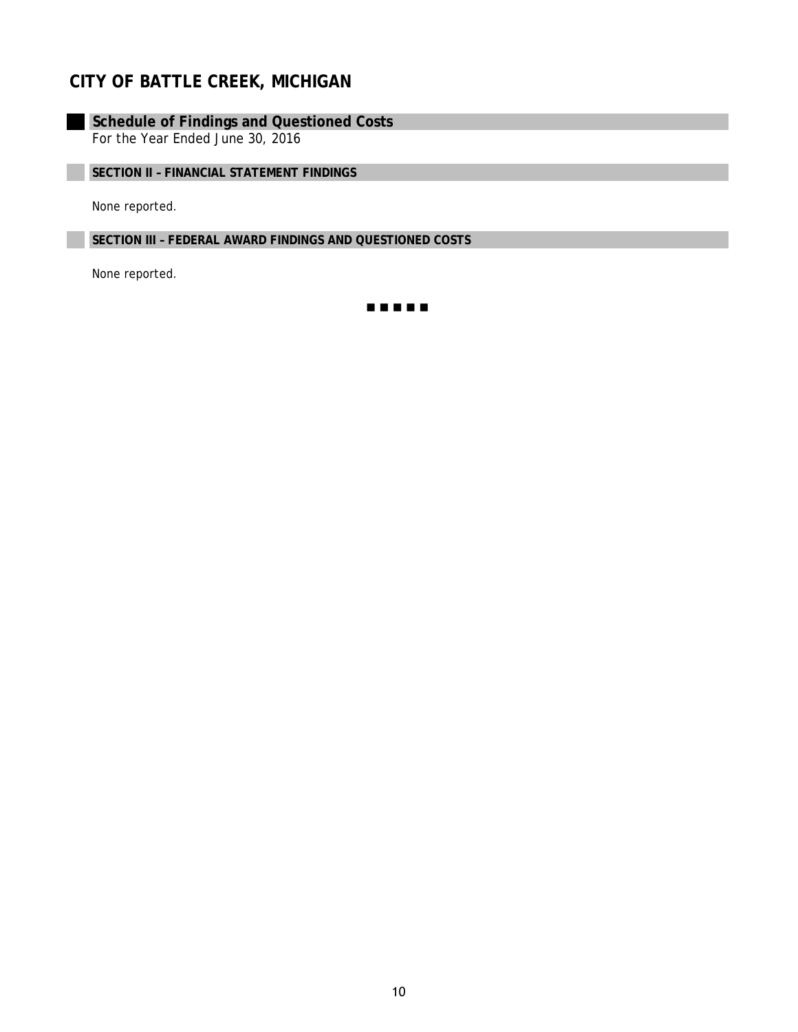# CITY OF BATTLE CREEK, MICHIGAN

## Schedule of Findings and Questioned Costs

*For the Year Ended June 30, 2016*

### SECTION II – FINANCIAL STATEMENT FINDINGS

None reported.

### SECTION III – FEDERAL AWARD FINDINGS AND QUESTIONED COSTS

None reported.

■ ■ ■ ■ ■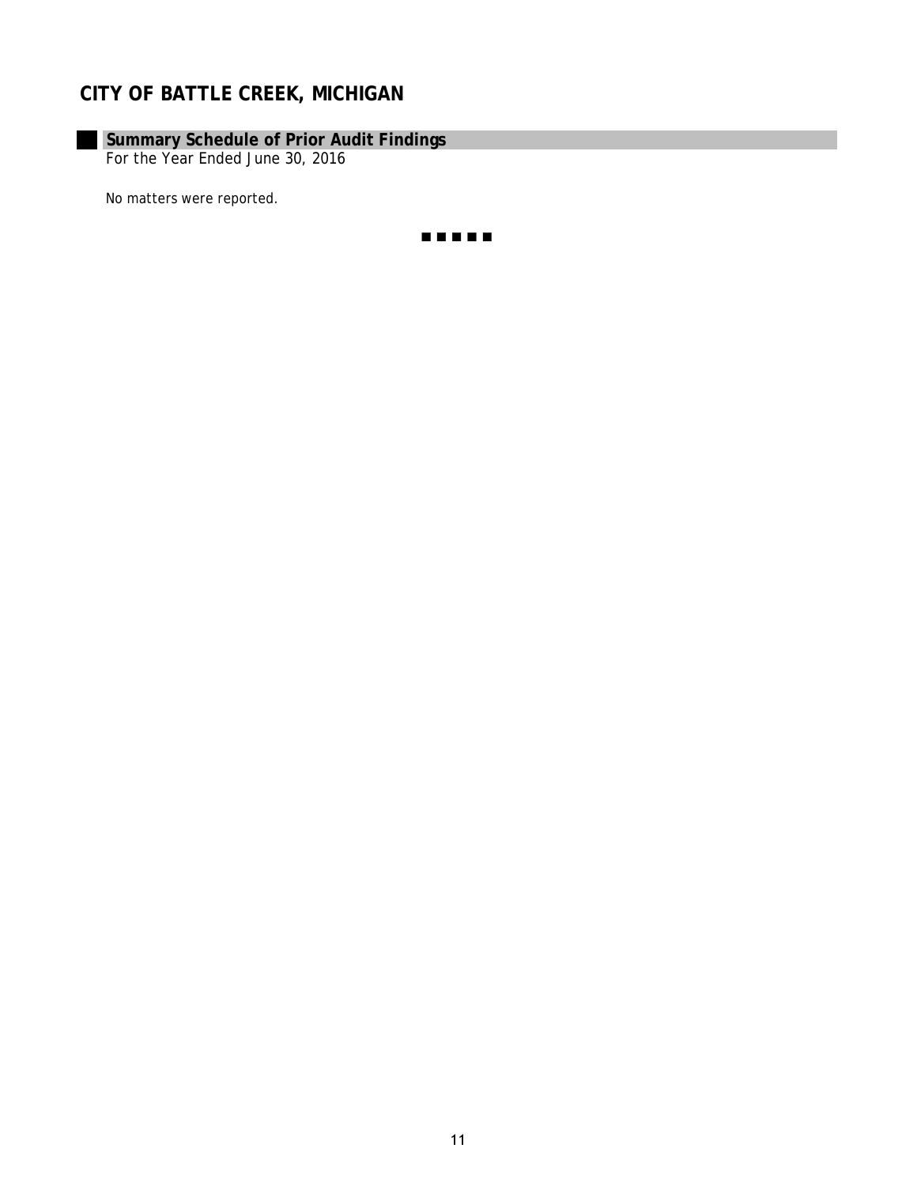# CITY OF BATTLE CREEK, MICHIGAN

## Summary Schedule of Prior Audit Findings

For the Year Ended June 30, 2016

No matters were reported.

■ ■ ■ ■ ■